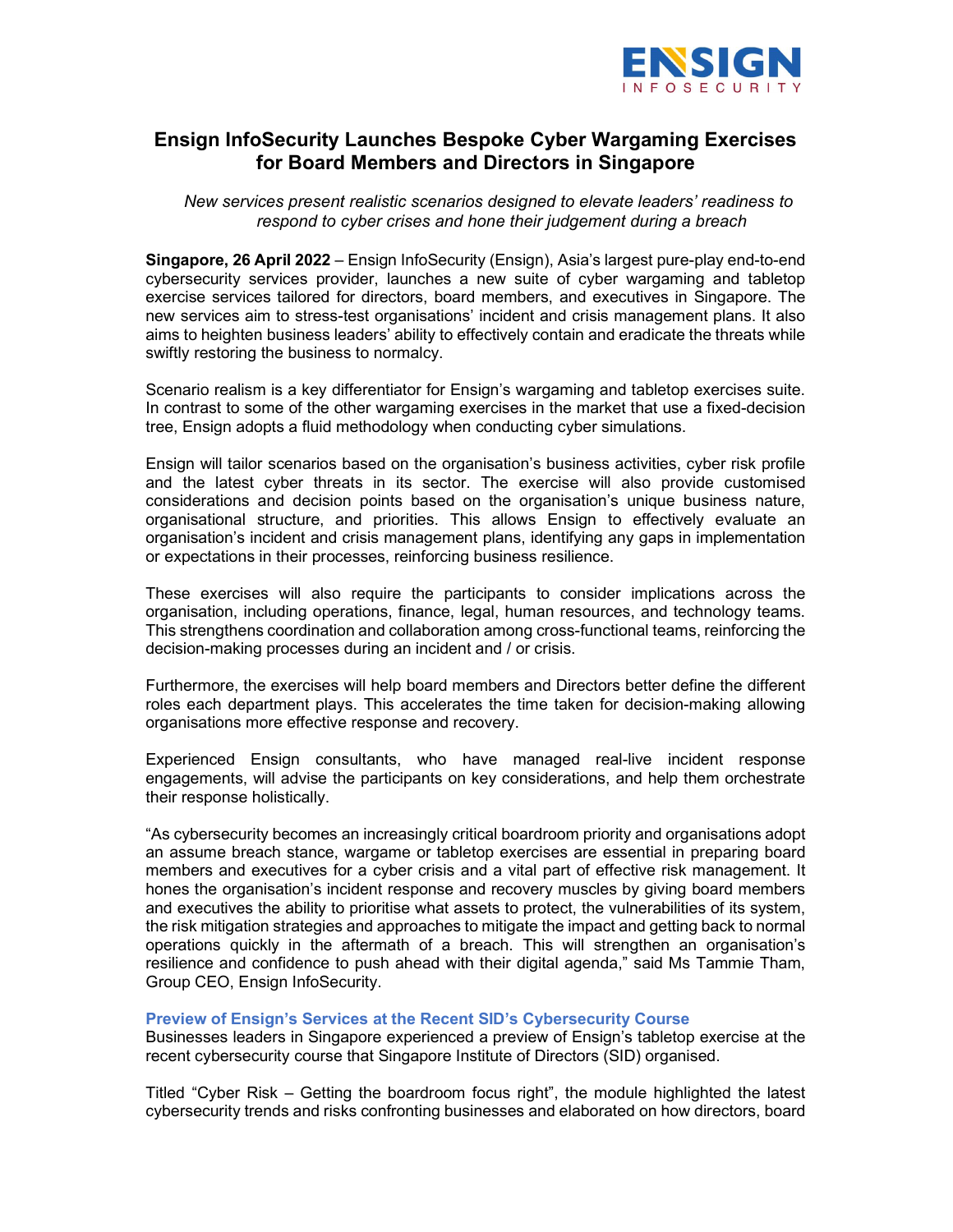# Ensign InfoSecurity Launches Bespoke Cyber Wargaming Exercises for Board Members and Directors in Singapore

*New services present realistic scenarios designed to elevate leaders' readiness to respond to cyber crises and hone their judgement during a breach*

**Singapore, 26 April 2022** – Ensign InfoSecurity (Ensign), Asia's largest pure-play end-to-end cybersecurity services provider, launches a new suite of cyber wargaming and tabletop exercise services tailored for directors, board members, and executives in Singapore. The new services aim to stress-test organisations' incident and crisis management plans. It also aims to heighten business leaders' ability to effectively contain and eradicate the threats while swiftly restoring the business to normalcy.

Scenario realism is a key differentiator for Ensign's wargaming and tabletop exercises suite. In contrast to some of the other wargaming exercises in the market that use a fixed-decision tree, Ensign adopts a fluid methodology when conducting cyber simulations.

Ensign will tailor scenarios based on the organisation's business activities, cyber risk profile and the latest cyber threats in its sector. The exercise will also provide customised considerations and decision points based on the organisation's unique business nature, organisational structure, and priorities. This allows Ensign to effectively evaluate an organisation's incident and crisis management plans, identifying any gaps in implementation or expectations in their processes, reinforcing business resilience.

These exercises will also require the participants to consider implications across the organisation, including operations, finance, legal, human resources, and technology teams. This strengthens coordination and collaboration among cross-functional teams, reinforcing the decision-making processes during an incident and / or crisis.

Furthermore, the exercises will help board members and Directors better define the different roles each department plays. This accelerates the time taken for decision-making allowing organisations more effective response and recovery.

Experienced Ensign consultants, who have managed real-live incident response engagements, will advise the participants on key considerations, and help them orchestrate their response holistically.

"As cybersecurity becomes an increasingly critical boardroom priority and organisations adopt an assume breach stance, wargame or tabletop exercises are essential in preparing board members and executives for a cyber crisis and a vital part of effective risk management. It hones the organisation's incident response and recovery muscles by giving board members and executives the ability to prioritise what assets to protect, the vulnerabilities of its system, the risk mitigation strategies and approaches to mitigate the impact and getting back to normal operations quickly in the aftermath of a breach. This will strengthen an organisation's resilience and confidence to push ahead with their digital agenda," said Ms Tammie Tham, Group CEO, Ensign InfoSecurity.

### Preview of Ensign's Services at the Recent SID's Cybersecurity Course

Businesses leaders in Singapore experienced a preview of Ensign's tabletop exercise at the recent cybersecurity course that Singapore Institute of Directors (SID) organised.

Titled "Cyber Risk – Getting the boardroom focus right", the module highlighted the latest cybersecurity trends and risks confronting businesses and elaborated on how directors, board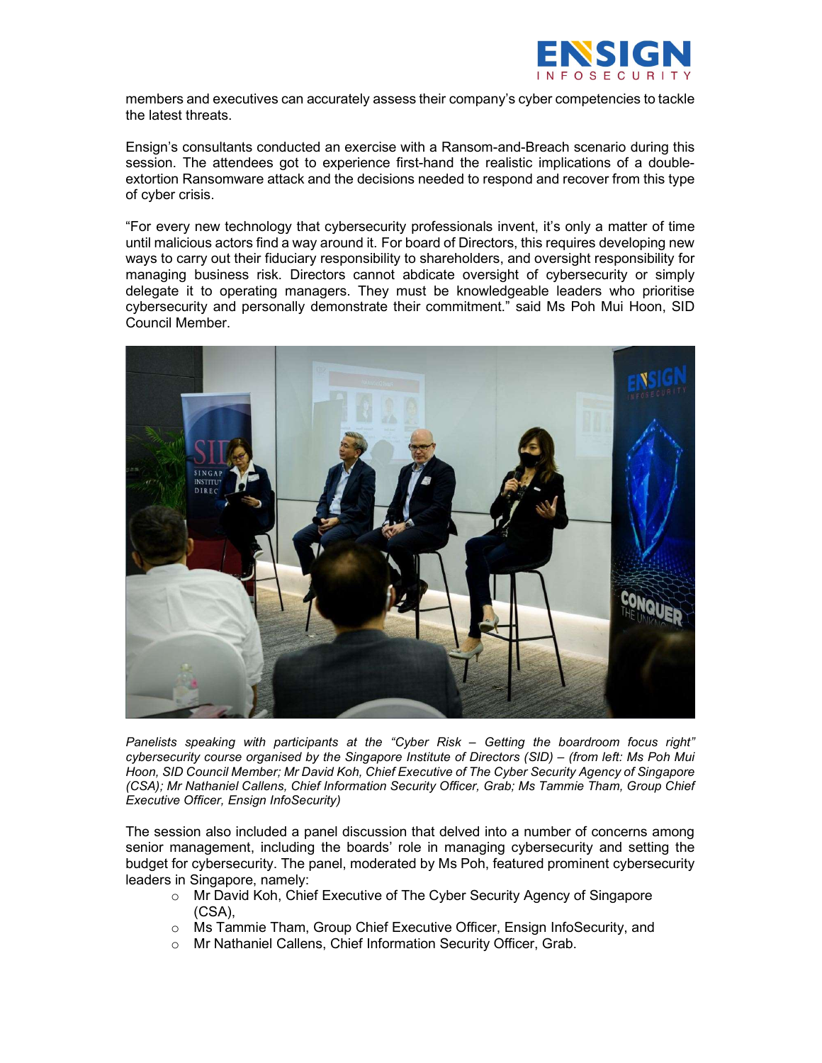members and executives can accurately assess their company's cyber competencies to tackle the latest threats.

Ensign's consultants conducted an exercise with a Ransom-and-Breach scenario during this session. The attendees got to experience first-hand the realistic implications of a double-extortion Ransomware attack and the decisions needed to respond and recover from this type of cyber crisis.

"For every new technology that cybersecurity professionals invent, it's only a matter of time until malicious actors find a way around it. For board of Directors, this requires developing new ways to carry out their fiduciary responsibility to shareholders, and oversight responsibility for managing business risk. Directors cannot abdicate oversight of cybersecurity or simply delegate it to operating managers. They must be knowledgeable leaders who prioritise cybersecurity and personally demonstrate their commitment." said Ms Poh Mui Hoon, SID Council Member.

*Panelists speaking with participants at the "Cyber Risk – Getting the boardroom focus right" cybersecurity course organised by the Singapore Institute of Directors (SID) – (from left: Ms Poh Mui Hoon, SID Council Member; Mr David Koh, Chief Executive of The Cyber Security Agency of Singapore (CSA); Mr Nathaniel Callens, Chief Information Security Officer, Grab; Ms Tammie Tham, Group Chief Executive Officer, Ensign InfoSecurity)*

The session also included a panel discussion that delved into a number of concerns among senior management, including the boards' role in managing cybersecurity and setting the budget for cybersecurity. The panel, moderated by Ms Poh, featured prominent cybersecurity leaders in Singapore, namely:

- Mr David Koh, Chief Executive of The Cyber Security Agency of Singapore (CSA),
- Ms Tammie Tham, Group Chief Executive Officer, Ensign InfoSecurity, and
- Mr Nathaniel Callens, Chief Information Security Officer, Grab.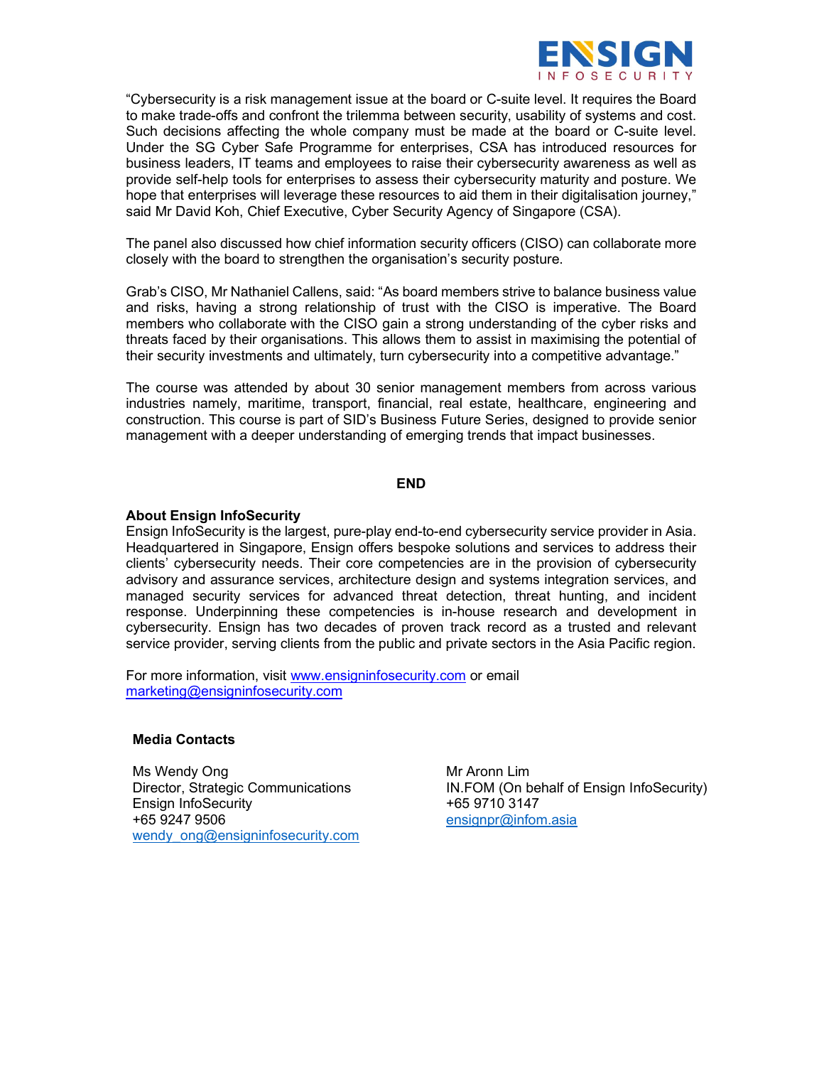"Cybersecurity is a risk management issue at the board or C-suite level. It requires the Board to make trade-offs and confront the trilemma between security, usability of systems and cost. Such decisions affecting the whole company must be made at the board or C-suite level. Under the SG Cyber Safe Programme for enterprises, CSA has introduced resources for business leaders, IT teams and employees to raise their cybersecurity awareness as well as provide self-help tools for enterprises to assess their cybersecurity maturity and posture. We hope that enterprises will leverage these resources to aid them in their digitalisation journey," said Mr David Koh, Chief Executive, Cyber Security Agency of Singapore (CSA).

The panel also discussed how chief information security officers (CISO) can collaborate more closely with the board to strengthen the organisation's security posture.

Grab's CISO, Mr Nathaniel Callens, said: "As board members strive to balance business value and risks, having a strong relationship of trust with the CISO is imperative. The Board members who collaborate with the CISO gain a strong understanding of the cyber risks and threats faced by their organisations. This allows them to assist in maximising the potential of their security investments and ultimately, turn cybersecurity into a competitive advantage."

The course was attended by about 30 senior management members from across various industries namely, maritime, transport, financial, real estate, healthcare, engineering and construction. This course is part of SID's Business Future Series, designed to provide senior management with a deeper understanding of emerging trends that impact businesses.

**END**

**About Ensign InfoSecurity**

Ensign InfoSecurity is the largest, pure-play end-to-end cybersecurity service provider in Asia. Headquartered in Singapore, Ensign offers bespoke solutions and services to address their clients' cybersecurity needs. Their core competencies are in the provision of cybersecurity advisory and assurance services, architecture design and systems integration services, and managed security services for advanced threat detection, threat hunting, and incident response. Underpinning these competencies is in-house research and development in cybersecurity. Ensign has two decades of proven track record as a trusted and relevant service provider, serving clients from the public and private sectors in the Asia Pacific region.

For more information, visit www.ensigninfosecurity.com or email marketing@ensigninfosecurity.com

**Media Contacts**

Ms Wendy Ong
Director, Strategic Communications
Ensign InfoSecurity
+65 9247 9506
wendy_ong@ensigninfosecurity.com

Mr Aronn Lim
IN.FOM (On behalf of Ensign InfoSecurity)
+65 9710 3147
ensignpr@infom.asia